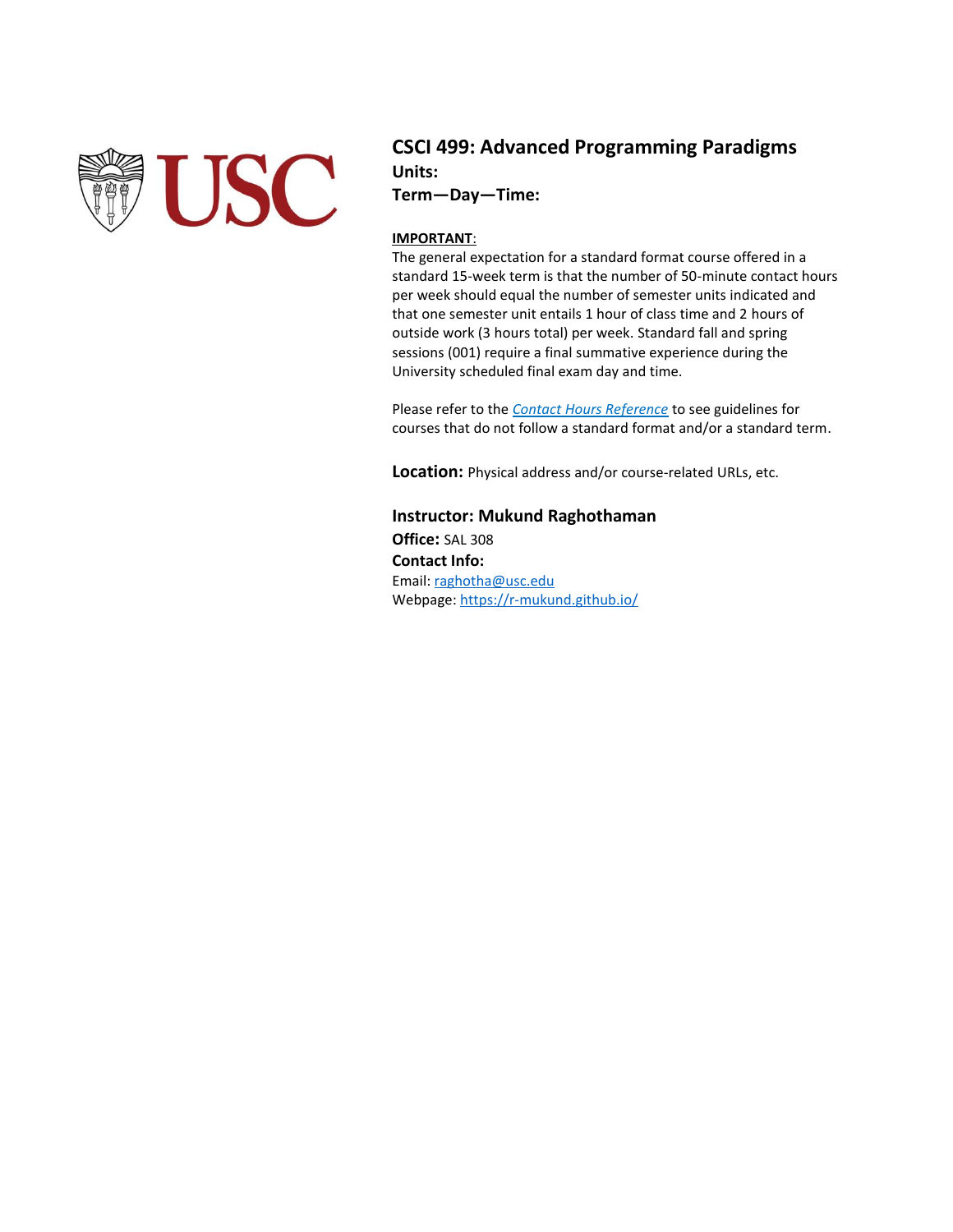# CSCI 499: Advanced Programming Paradigms

**Units:**

**Term—Day—Time:**

**IMPORTANT**:

The general expectation for a standard format course offered in a standard 15-week term is that the number of 50-minute contact hours per week should equal the number of semester units indicated and that one semester unit entails 1 hour of class time and 2 hours of outside work (3 hours total) per week. Standard fall and spring sessions (001) require a final summative experience during the University scheduled final exam day and time.

Please refer to the *Contact Hours Reference* to see guidelines for courses that do not follow a standard format and/or a standard term.

**Location:** Physical address and/or course-related URLs, etc.

## Instructor: Mukund Raghothaman

**Office:** SAL 308

**Contact Info:**

Email: raghotha@usc.edu

Webpage: https://r-mukund.github.io/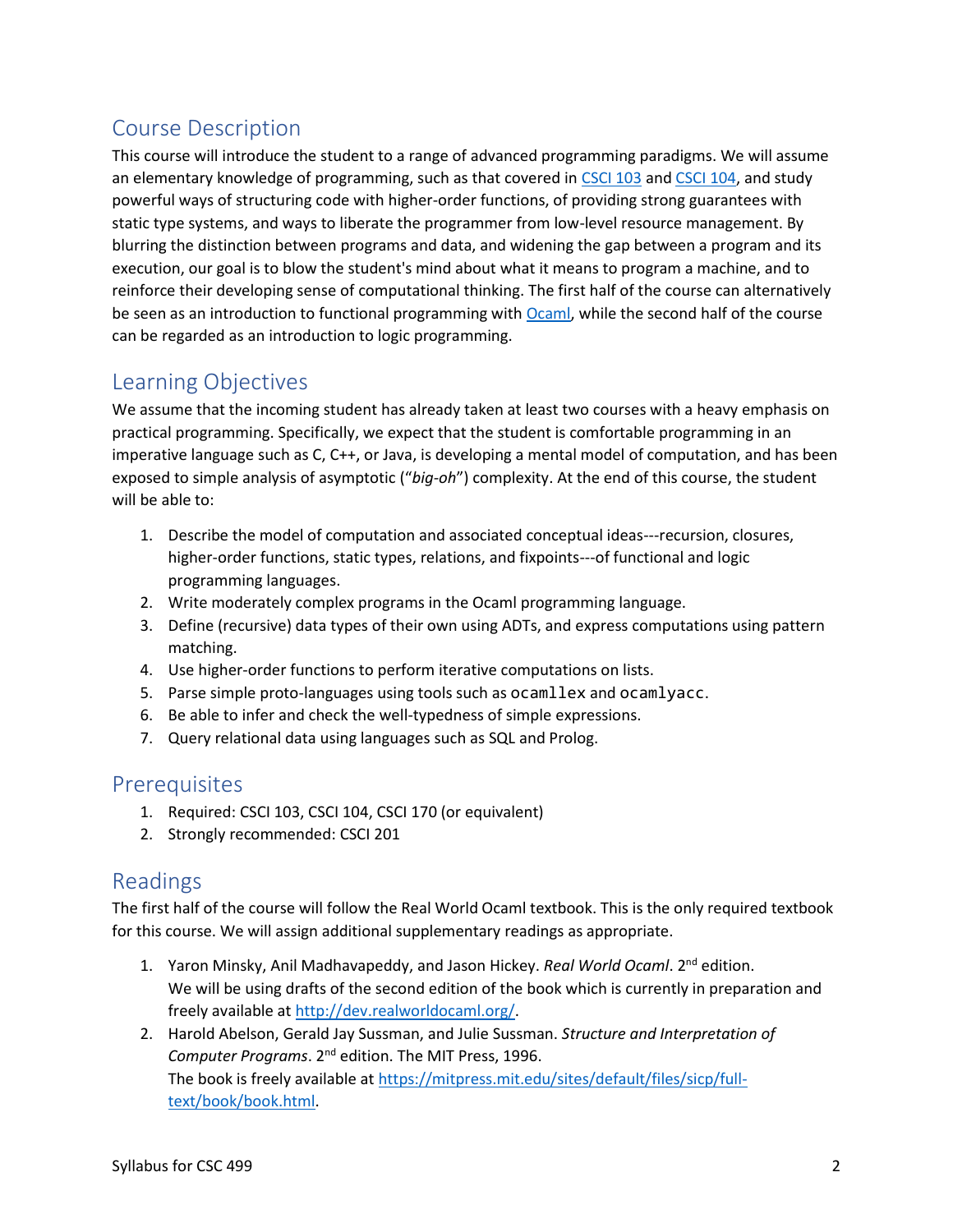## Course Description

This course will introduce the student to a range of advanced programming paradigms. We will assume an elementary knowledge of programming, such as that covered in [CSCI 103](#) and [CSCI 104](#), and study powerful ways of structuring code with higher-order functions, of providing strong guarantees with static type systems, and ways to liberate the programmer from low-level resource management. By blurring the distinction between programs and data, and widening the gap between a program and its execution, our goal is to blow the student's mind about what it means to program a machine, and to reinforce their developing sense of computational thinking. The first half of the course can alternatively be seen as an introduction to functional programming with [Ocaml](#), while the second half of the course can be regarded as an introduction to logic programming.

## Learning Objectives

We assume that the incoming student has already taken at least two courses with a heavy emphasis on practical programming. Specifically, we expect that the student is comfortable programming in an imperative language such as C, C++, or Java, is developing a mental model of computation, and has been exposed to simple analysis of asymptotic ("*big-oh*") complexity. At the end of this course, the student will be able to:

1. Describe the model of computation and associated conceptual ideas---recursion, closures, higher-order functions, static types, relations, and fixpoints---of functional and logic programming languages.
2. Write moderately complex programs in the Ocaml programming language.
3. Define (recursive) data types of their own using ADTs, and express computations using pattern matching.
4. Use higher-order functions to perform iterative computations on lists.
5. Parse simple proto-languages using tools such as `ocamllex` and `ocamlyacc`.
6. Be able to infer and check the well-typedness of simple expressions.
7. Query relational data using languages such as SQL and Prolog.

## Prerequisites

1. Required: CSCI 103, CSCI 104, CSCI 170 (or equivalent)
2. Strongly recommended: CSCI 201

## Readings

The first half of the course will follow the Real World Ocaml textbook. This is the only required textbook for this course. We will assign additional supplementary readings as appropriate.

1. Yaron Minsky, Anil Madhavapeddy, and Jason Hickey. *Real World Ocaml*. 2nd edition.
   We will be using drafts of the second edition of the book which is currently in preparation and freely available at [http://dev.realworldocaml.org/](http://dev.realworldocaml.org/).
2. Harold Abelson, Gerald Jay Sussman, and Julie Sussman. *Structure and Interpretation of Computer Programs*. 2nd edition. The MIT Press, 1996.
   The book is freely available at [https://mitpress.mit.edu/sites/default/files/sicp/full-text/book/book.html](https://mitpress.mit.edu/sites/default/files/sicp/full-text/book/book.html).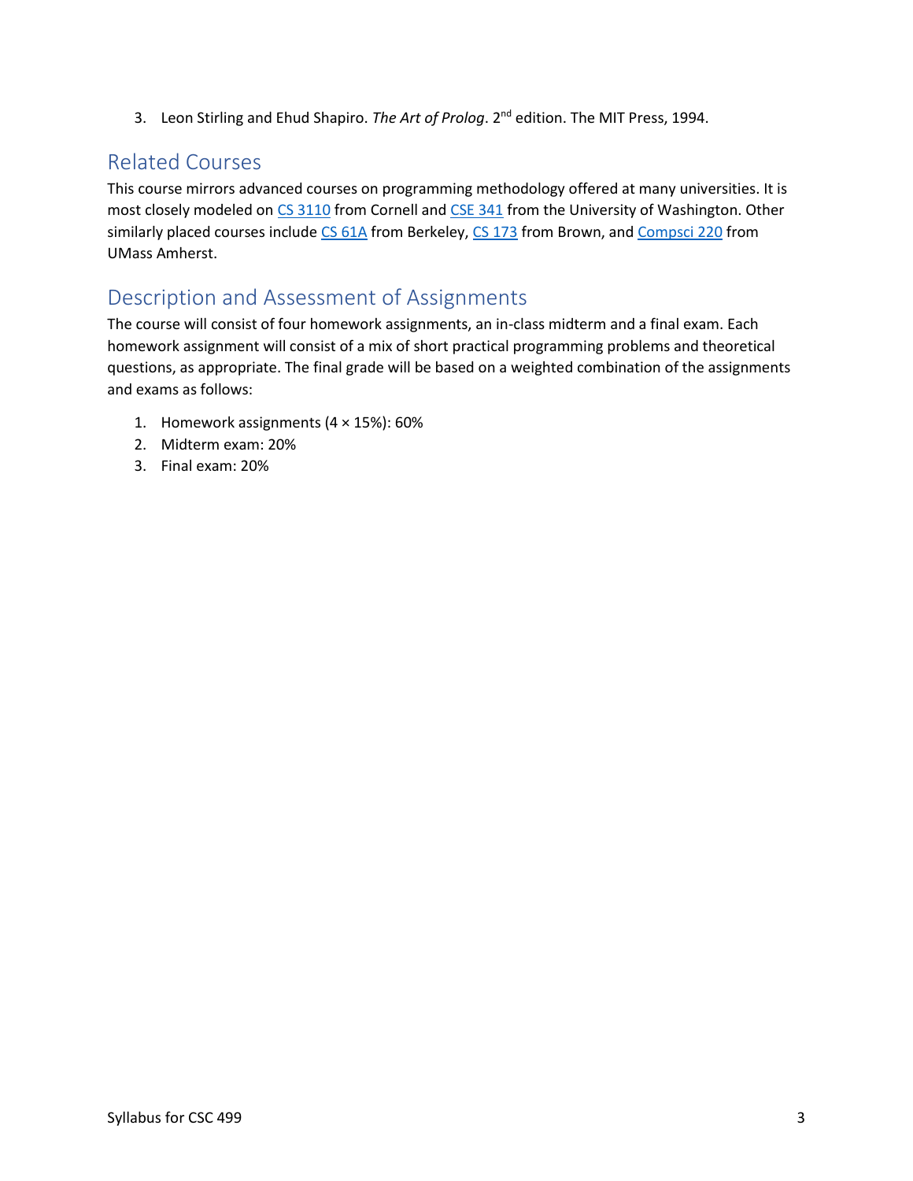3. Leon Stirling and Ehud Shapiro. *The Art of Prolog*. 2nd edition. The MIT Press, 1994.

## Related Courses

This course mirrors advanced courses on programming methodology offered at many universities. It is most closely modeled on CS 3110 from Cornell and CSE 341 from the University of Washington. Other similarly placed courses include CS 61A from Berkeley, CS 173 from Brown, and Compsci 220 from UMass Amherst.

## Description and Assessment of Assignments

The course will consist of four homework assignments, an in-class midterm and a final exam. Each homework assignment will consist of a mix of short practical programming problems and theoretical questions, as appropriate. The final grade will be based on a weighted combination of the assignments and exams as follows:

1. Homework assignments (4 × 15%): 60%
2. Midterm exam: 20%
3. Final exam: 20%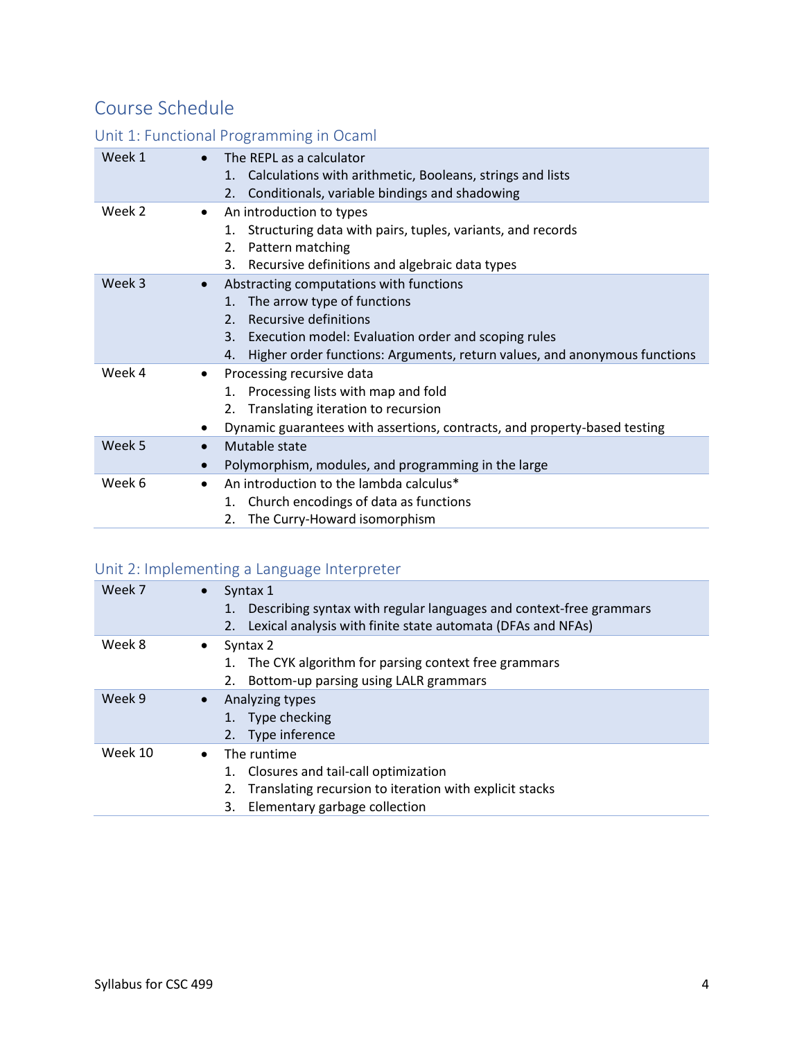## Course Schedule

### Unit 1: Functional Programming in Ocaml

| | |
|---|---|
| Week 1 | • The REPL as a calculator<br>1. Calculations with arithmetic, Booleans, strings and lists<br>2. Conditionals, variable bindings and shadowing |
| Week 2 | • An introduction to types<br>1. Structuring data with pairs, tuples, variants, and records<br>2. Pattern matching<br>3. Recursive definitions and algebraic data types |
| Week 3 | • Abstracting computations with functions<br>1. The arrow type of functions<br>2. Recursive definitions<br>3. Execution model: Evaluation order and scoping rules<br>4. Higher order functions: Arguments, return values, and anonymous functions |
| Week 4 | • Processing recursive data<br>1. Processing lists with map and fold<br>2. Translating iteration to recursion<br>• Dynamic guarantees with assertions, contracts, and property-based testing |
| Week 5 | • Mutable state<br>• Polymorphism, modules, and programming in the large |
| Week 6 | • An introduction to the lambda calculus*<br>1. Church encodings of data as functions<br>2. The Curry-Howard isomorphism |

### Unit 2: Implementing a Language Interpreter

| | |
|---|---|
| Week 7 | • Syntax 1<br>1. Describing syntax with regular languages and context-free grammars<br>2. Lexical analysis with finite state automata (DFAs and NFAs) |
| Week 8 | • Syntax 2<br>1. The CYK algorithm for parsing context free grammars<br>2. Bottom-up parsing using LALR grammars |
| Week 9 | • Analyzing types<br>1. Type checking<br>2. Type inference |
| Week 10 | • The runtime<br>1. Closures and tail-call optimization<br>2. Translating recursion to iteration with explicit stacks<br>3. Elementary garbage collection |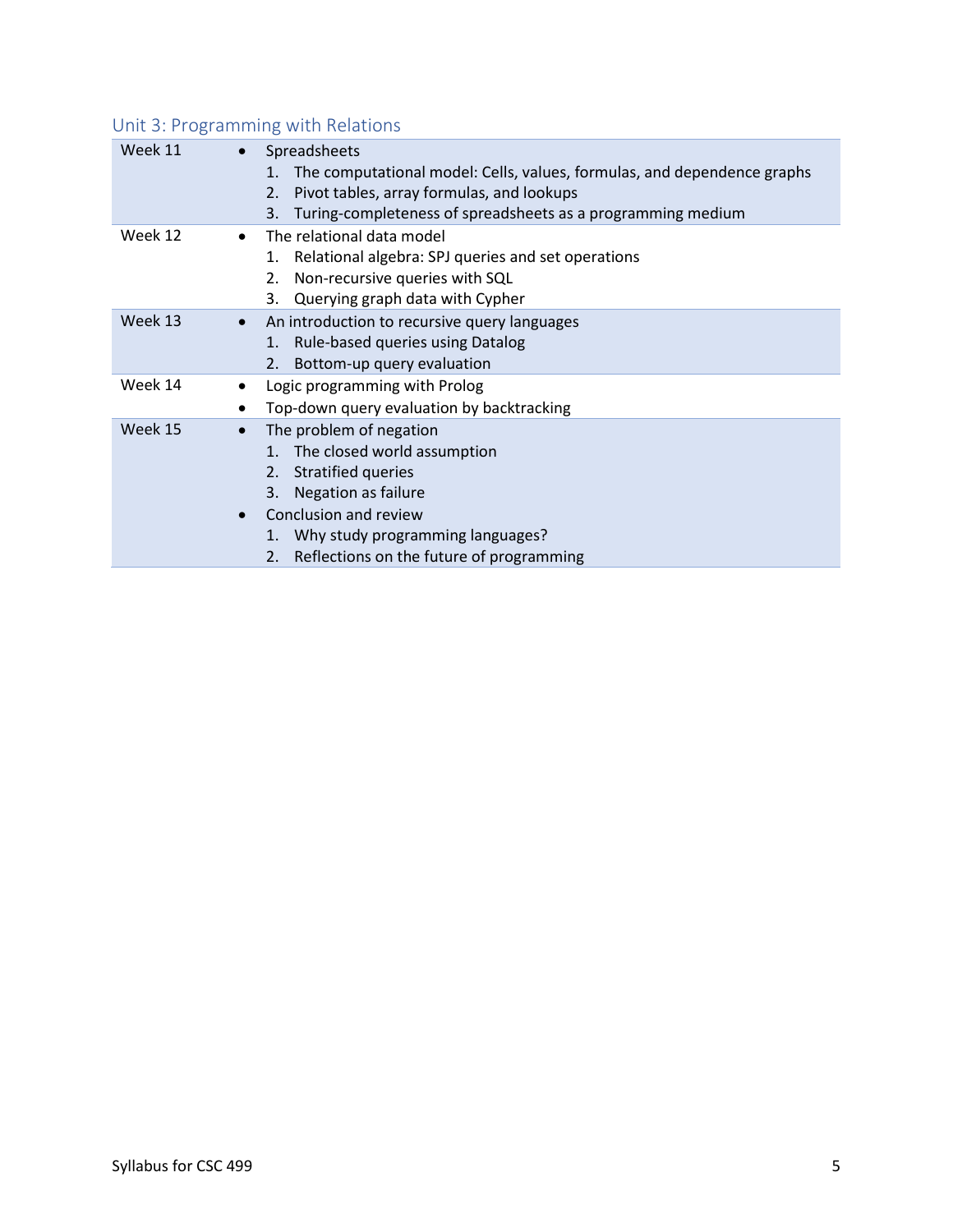## Unit 3: Programming with Relations

| Week | Topics |
| --- | --- |
| Week 11 | • Spreadsheets<br>1. The computational model: Cells, values, formulas, and dependence graphs<br>2. Pivot tables, array formulas, and lookups<br>3. Turing-completeness of spreadsheets as a programming medium |
| Week 12 | • The relational data model<br>1. Relational algebra: SPJ queries and set operations<br>2. Non-recursive queries with SQL<br>3. Querying graph data with Cypher |
| Week 13 | • An introduction to recursive query languages<br>1. Rule-based queries using Datalog<br>2. Bottom-up query evaluation |
| Week 14 | • Logic programming with Prolog<br>• Top-down query evaluation by backtracking |
| Week 15 | • The problem of negation<br>1. The closed world assumption<br>2. Stratified queries<br>3. Negation as failure<br>• Conclusion and review<br>1. Why study programming languages?<br>2. Reflections on the future of programming |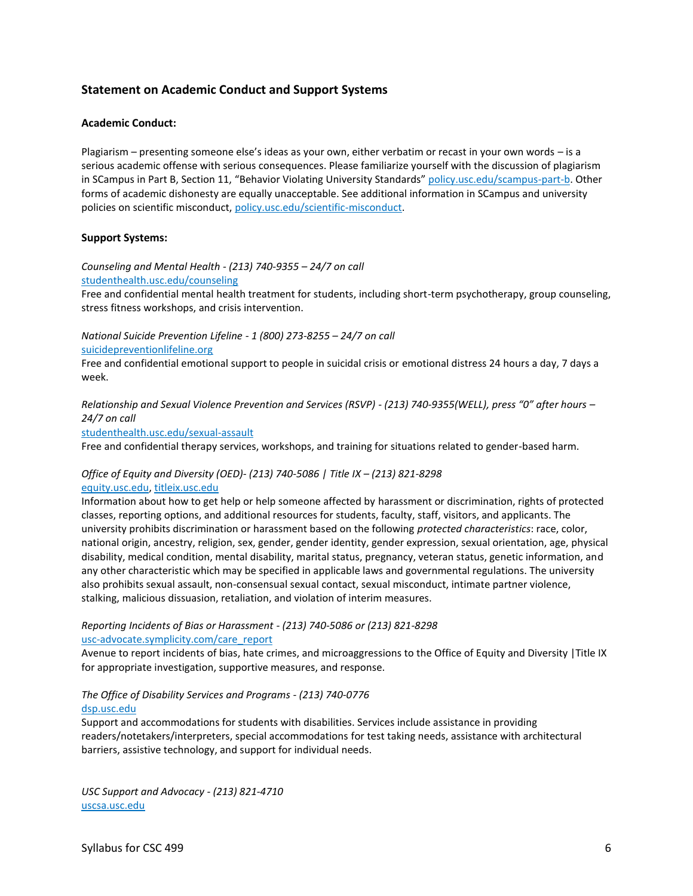## Statement on Academic Conduct and Support Systems

### Academic Conduct:

Plagiarism – presenting someone else's ideas as your own, either verbatim or recast in your own words – is a serious academic offense with serious consequences. Please familiarize yourself with the discussion of plagiarism in SCampus in Part B, Section 11, "Behavior Violating University Standards" policy.usc.edu/scampus-part-b. Other forms of academic dishonesty are equally unacceptable. See additional information in SCampus and university policies on scientific misconduct, policy.usc.edu/scientific-misconduct.

### Support Systems:

*Counseling and Mental Health - (213) 740-9355 – 24/7 on call*
studenthealth.usc.edu/counseling
Free and confidential mental health treatment for students, including short-term psychotherapy, group counseling, stress fitness workshops, and crisis intervention.

*National Suicide Prevention Lifeline - 1 (800) 273-8255 – 24/7 on call*
suicidepreventionlifeline.org
Free and confidential emotional support to people in suicidal crisis or emotional distress 24 hours a day, 7 days a week.

*Relationship and Sexual Violence Prevention and Services (RSVP) - (213) 740-9355(WELL), press "0" after hours – 24/7 on call*
studenthealth.usc.edu/sexual-assault
Free and confidential therapy services, workshops, and training for situations related to gender-based harm.

*Office of Equity and Diversity (OED)- (213) 740-5086 | Title IX – (213) 821-8298*
equity.usc.edu, titleix.usc.edu
Information about how to get help or help someone affected by harassment or discrimination, rights of protected classes, reporting options, and additional resources for students, faculty, staff, visitors, and applicants. The university prohibits discrimination or harassment based on the following *protected characteristics*: race, color, national origin, ancestry, religion, sex, gender, gender identity, gender expression, sexual orientation, age, physical disability, medical condition, mental disability, marital status, pregnancy, veteran status, genetic information, and any other characteristic which may be specified in applicable laws and governmental regulations. The university also prohibits sexual assault, non-consensual sexual contact, sexual misconduct, intimate partner violence, stalking, malicious dissuasion, retaliation, and violation of interim measures.

*Reporting Incidents of Bias or Harassment - (213) 740-5086 or (213) 821-8298*
usc-advocate.symplicity.com/care_report
Avenue to report incidents of bias, hate crimes, and microaggressions to the Office of Equity and Diversity |Title IX for appropriate investigation, supportive measures, and response.

*The Office of Disability Services and Programs - (213) 740-0776*
dsp.usc.edu
Support and accommodations for students with disabilities. Services include assistance in providing readers/notetakers/interpreters, special accommodations for test taking needs, assistance with architectural barriers, assistive technology, and support for individual needs.

*USC Support and Advocacy - (213) 821-4710*
uscsa.usc.edu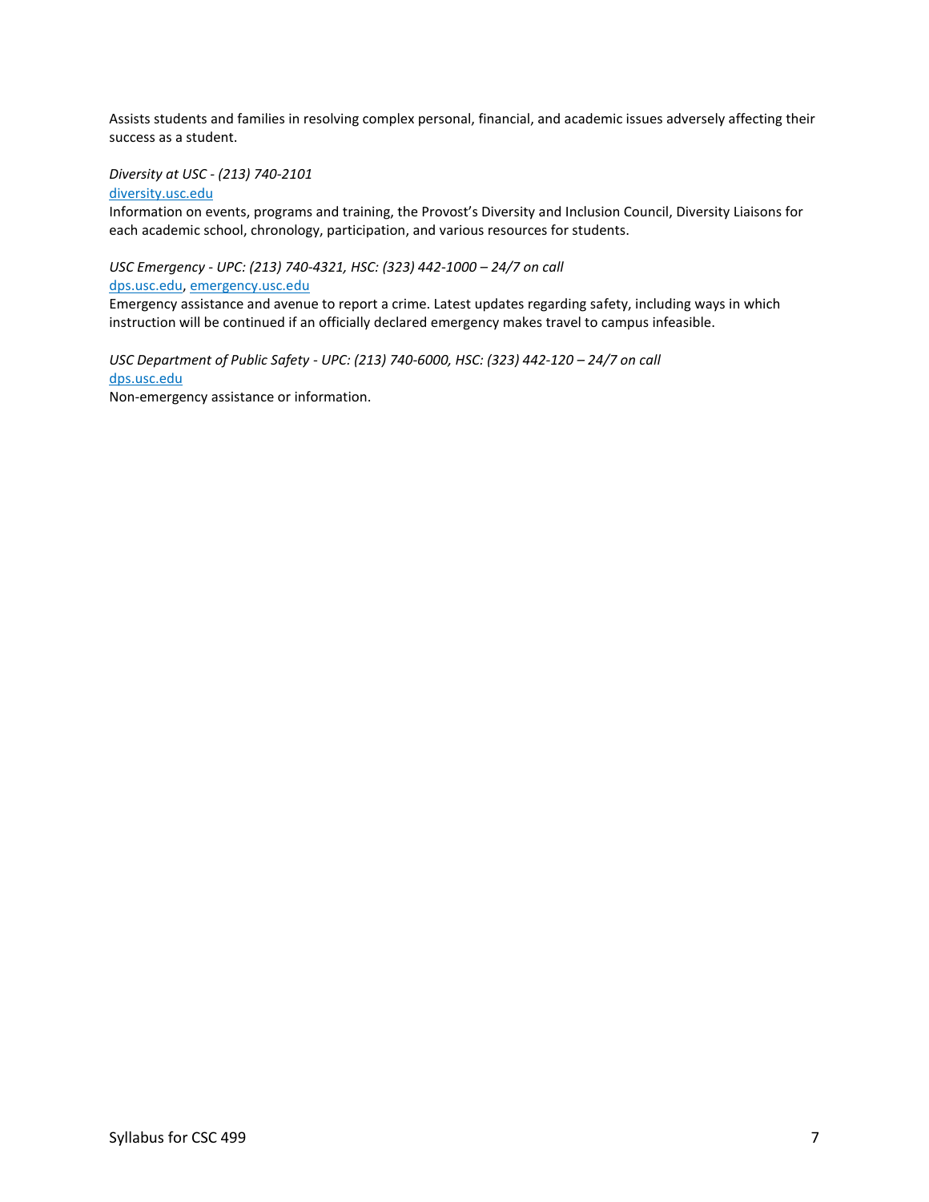Assists students and families in resolving complex personal, financial, and academic issues adversely affecting their success as a student.

*Diversity at USC - (213) 740-2101*
[diversity.usc.edu](diversity.usc.edu)
Information on events, programs and training, the Provost's Diversity and Inclusion Council, Diversity Liaisons for each academic school, chronology, participation, and various resources for students.

*USC Emergency - UPC: (213) 740-4321, HSC: (323) 442-1000 – 24/7 on call*
[dps.usc.edu](dps.usc.edu), [emergency.usc.edu](emergency.usc.edu)
Emergency assistance and avenue to report a crime. Latest updates regarding safety, including ways in which instruction will be continued if an officially declared emergency makes travel to campus infeasible.

*USC Department of Public Safety - UPC: (213) 740-6000, HSC: (323) 442-120 – 24/7 on call*
[dps.usc.edu](dps.usc.edu)
Non-emergency assistance or information.